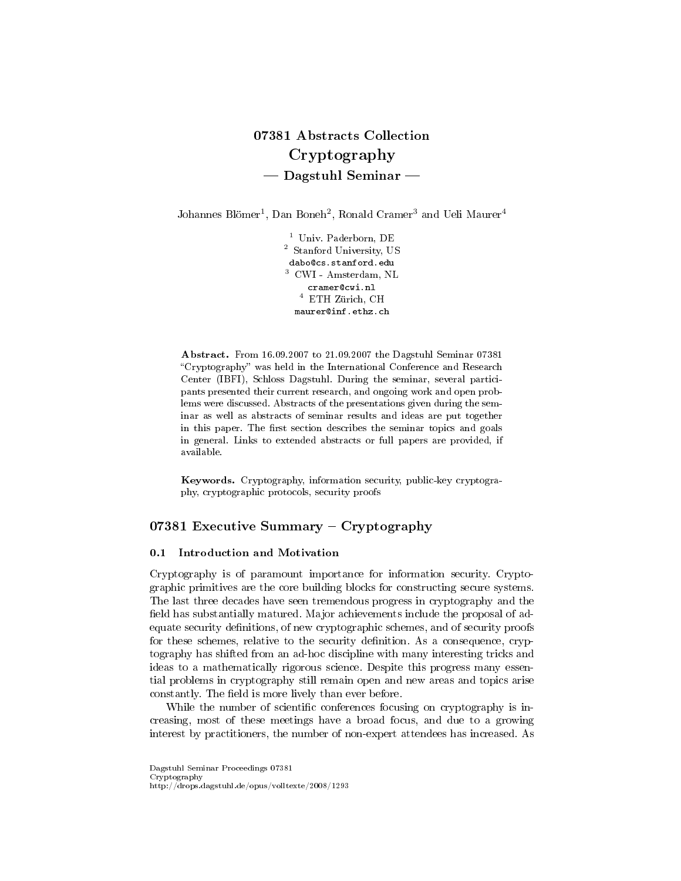# 07381 Abstracts Collection
# Cryptography
## — Dagstuhl Seminar —

Johannes Blömer[1], Dan Boneh[2], Ronald Cramer[3] and Ueli Maurer[4]

[1] Univ. Paderborn, DE
[2] Stanford University, US
dabo@cs.stanford.edu
[3] CWI - Amsterdam, NL
cramer@cwi.nl
[4] ETH Zürich, CH
maurer@inf.ethz.ch

**Abstract.** From 16.09.2007 to 21.09.2007 the Dagstuhl Seminar 07381 "Cryptography" was held in the International Conference and Research Center (IBFI), Schloss Dagstuhl. During the seminar, several participants presented their current research, and ongoing work and open problems were discussed. Abstracts of the presentations given during the seminar as well as abstracts of seminar results and ideas are put together in this paper. The first section describes the seminar topics and goals in general. Links to extended abstracts or full papers are provided, if available.

**Keywords.** Cryptography, information security, public-key cryptography, cryptographic protocols, security proofs

## 07381 Executive Summary – Cryptography

### 0.1 Introduction and Motivation

Cryptography is of paramount importance for information security. Cryptographic primitives are the core building blocks for constructing secure systems. The last three decades have seen tremendous progress in cryptography and the field has substantially matured. Major achievements include the proposal of adequate security definitions, of new cryptographic schemes, and of security proofs for these schemes, relative to the security definition. As a consequence, cryptography has shifted from an ad-hoc discipline with many interesting tricks and ideas to a mathematically rigorous science. Despite this progress many essential problems in cryptography still remain open and new areas and topics arise constantly. The field is more lively than ever before.

While the number of scientific conferences focusing on cryptography is increasing, most of these meetings have a broad focus, and due to a growing interest by practitioners, the number of non-expert attendees has increased. As

Dagstuhl Seminar Proceedings 07381
Cryptography
http://drops.dagstuhl.de/opus/volltexte/2008/1293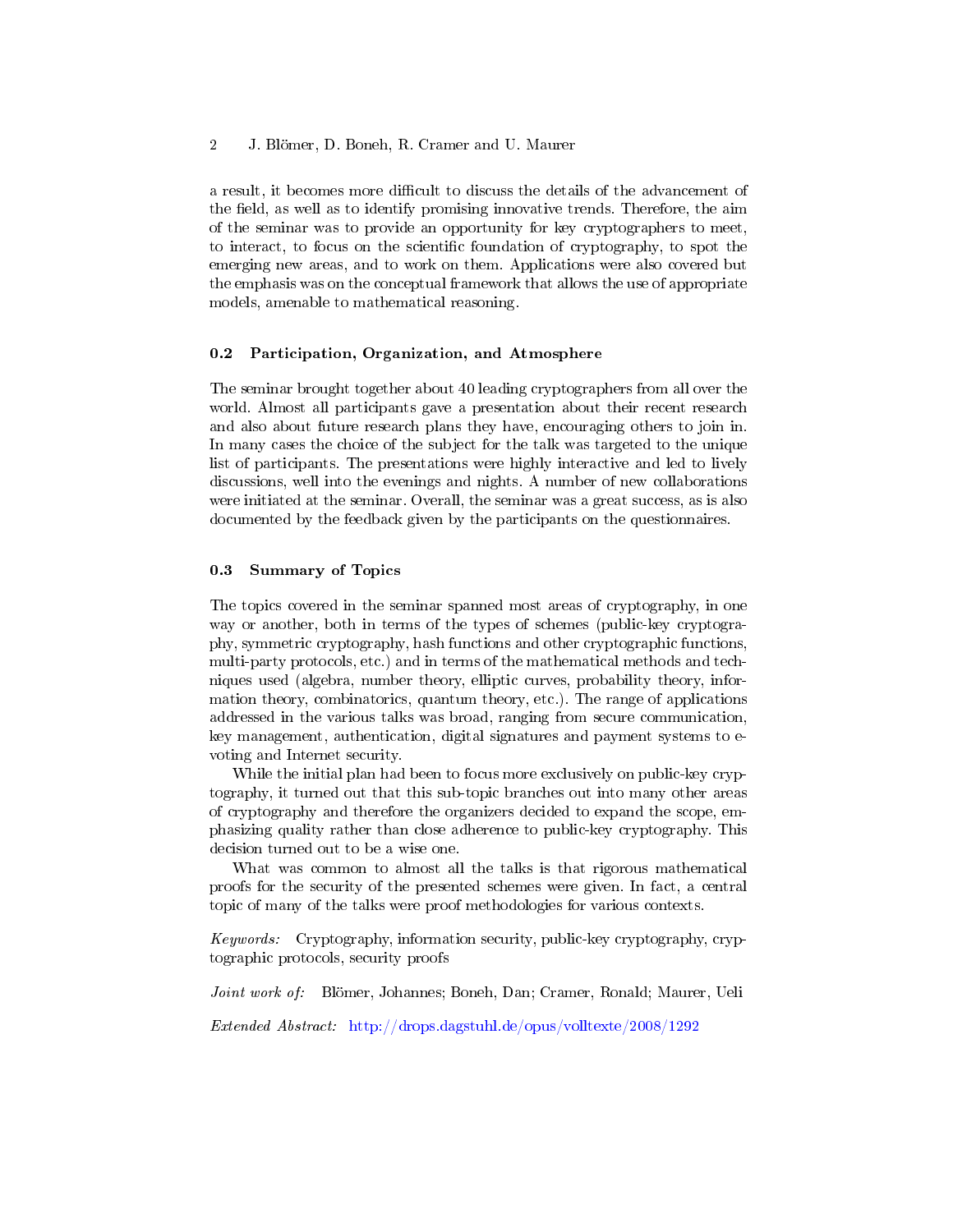a result, it becomes more difficult to discuss the details of the advancement of the field, as well as to identify promising innovative trends. Therefore, the aim of the seminar was to provide an opportunity for key cryptographers to meet, to interact, to focus on the scientific foundation of cryptography, to spot the emerging new areas, and to work on them. Applications were also covered but the emphasis was on the conceptual framework that allows the use of appropriate models, amenable to mathematical reasoning.

### 0.2 Participation, Organization, and Atmosphere

The seminar brought together about 40 leading cryptographers from all over the world. Almost all participants gave a presentation about their recent research and also about future research plans they have, encouraging others to join in. In many cases the choice of the subject for the talk was targeted to the unique list of participants. The presentations were highly interactive and led to lively discussions, well into the evenings and nights. A number of new collaborations were initiated at the seminar. Overall, the seminar was a great success, as is also documented by the feedback given by the participants on the questionnaires.

### 0.3 Summary of Topics

The topics covered in the seminar spanned most areas of cryptography, in one way or another, both in terms of the types of schemes (public-key cryptography, symmetric cryptography, hash functions and other cryptographic functions, multi-party protocols, etc.) and in terms of the mathematical methods and techniques used (algebra, number theory, elliptic curves, probability theory, information theory, combinatorics, quantum theory, etc.). The range of applications addressed in the various talks was broad, ranging from secure communication, key management, authentication, digital signatures and payment systems to e-voting and Internet security.

While the initial plan had been to focus more exclusively on public-key cryptography, it turned out that this sub-topic branches out into many other areas of cryptography and therefore the organizers decided to expand the scope, emphasizing quality rather than close adherence to public-key cryptography. This decision turned out to be a wise one.

What was common to almost all the talks is that rigorous mathematical proofs for the security of the presented schemes were given. In fact, a central topic of many of the talks were proof methodologies for various contexts.

*Keywords:* Cryptography, information security, public-key cryptography, cryptographic protocols, security proofs

*Joint work of:* Blömer, Johannes; Boneh, Dan; Cramer, Ronald; Maurer, Ueli

*Extended Abstract:* http://drops.dagstuhl.de/opus/volltexte/2008/1292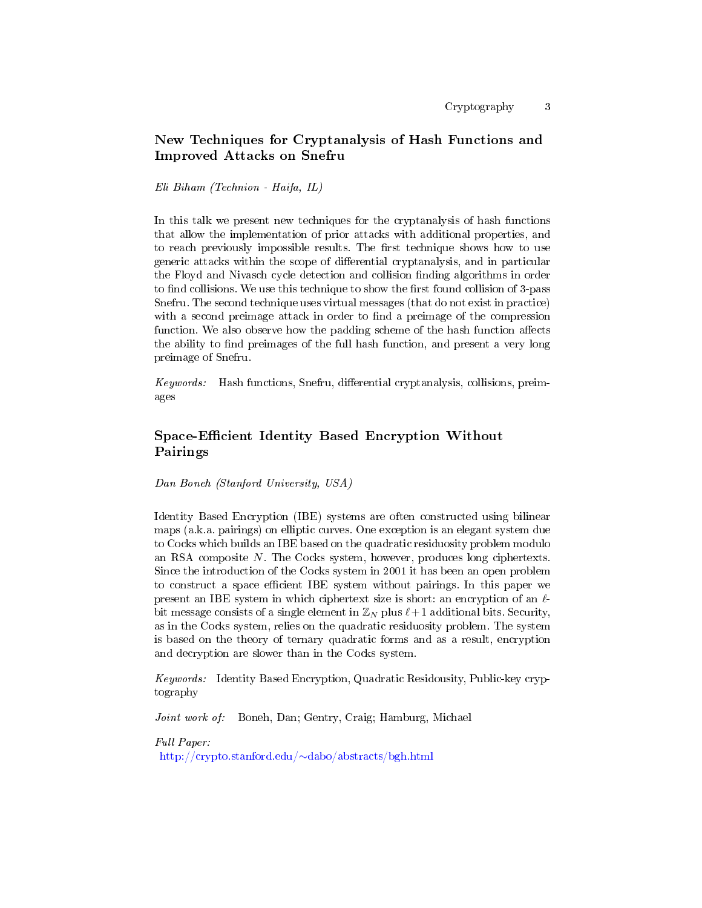## New Techniques for Cryptanalysis of Hash Functions and Improved Attacks on Snefru

*Eli Biham (Technion - Haifa, IL)*

In this talk we present new techniques for the cryptanalysis of hash functions that allow the implementation of prior attacks with additional properties, and to reach previously impossible results. The first technique shows how to use generic attacks within the scope of differential cryptanalysis, and in particular the Floyd and Nivasch cycle detection and collision finding algorithms in order to find collisions. We use this technique to show the first found collision of 3-pass Snefru. The second technique uses virtual messages (that do not exist in practice) with a second preimage attack in order to find a preimage of the compression function. We also observe how the padding scheme of the hash function affects the ability to find preimages of the full hash function, and present a very long preimage of Snefru.

*Keywords:* Hash functions, Snefru, differential cryptanalysis, collisions, preimages

## Space-Efficient Identity Based Encryption Without Pairings

*Dan Boneh (Stanford University, USA)*

Identity Based Encryption (IBE) systems are often constructed using bilinear maps (a.k.a. pairings) on elliptic curves. One exception is an elegant system due to Cocks which builds an IBE based on the quadratic residuosity problem modulo an RSA composite $N$. The Cocks system, however, produces long ciphertexts. Since the introduction of the Cocks system in 2001 it has been an open problem to construct a space efficient IBE system without pairings. In this paper we present an IBE system in which ciphertext size is short: an encryption of an $\ell$-bit message consists of a single element in $\mathbb{Z}_N$ plus $\ell+1$ additional bits. Security, as in the Cocks system, relies on the quadratic residuosity problem. The system is based on the theory of ternary quadratic forms and as a result, encryption and decryption are slower than in the Cocks system.

*Keywords:* Identity Based Encryption, Quadratic Residousity, Public-key cryptography

*Joint work of:* Boneh, Dan; Gentry, Craig; Hamburg, Michael

*Full Paper:*
http://crypto.stanford.edu/~dabo/abstracts/bgh.html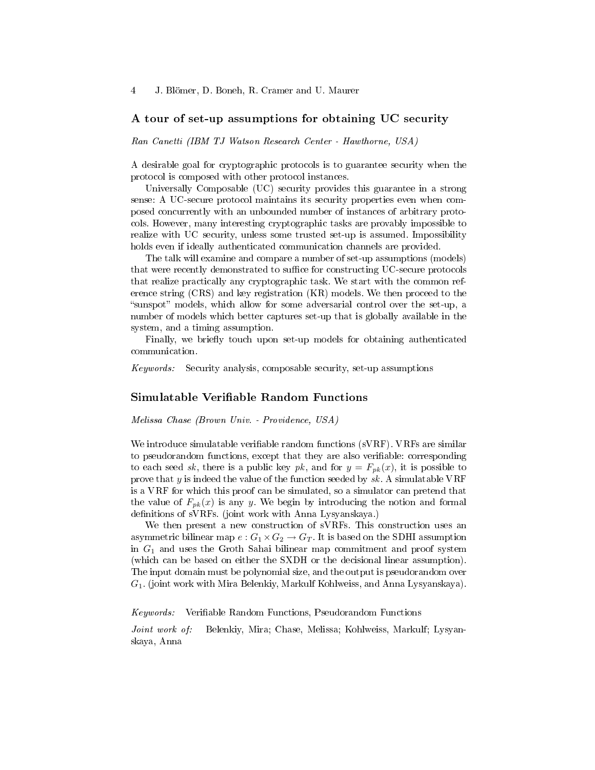## A tour of set-up assumptions for obtaining UC security

*Ran Canetti (IBM TJ Watson Research Center - Hawthorne, USA)*

A desirable goal for cryptographic protocols is to guarantee security when the protocol is composed with other protocol instances.

Universally Composable (UC) security provides this guarantee in a strong sense: A UC-secure protocol maintains its security properties even when composed concurrently with an unbounded number of instances of arbitrary protocols. However, many interesting cryptographic tasks are provably impossible to realize with UC security, unless some trusted set-up is assumed. Impossibility holds even if ideally authenticated communication channels are provided.

The talk will examine and compare a number of set-up assumptions (models) that were recently demonstrated to suffice for constructing UC-secure protocols that realize practically any cryptographic task. We start with the common reference string (CRS) and key registration (KR) models. We then proceed to the "sunspot" models, which allow for some adversarial control over the set-up, a number of models which better captures set-up that is globally available in the system, and a timing assumption.

Finally, we briefly touch upon set-up models for obtaining authenticated communication.

*Keywords:* Security analysis, composable security, set-up assumptions

## Simulatable Verifiable Random Functions

*Melissa Chase (Brown Univ. - Providence, USA)*

We introduce simulatable verifiable random functions (sVRF). VRFs are similar to pseudorandom functions, except that they are also verifiable: corresponding to each seed $sk$, there is a public key $pk$, and for $y = F_{pk}(x)$, it is possible to prove that $y$ is indeed the value of the function seeded by $sk$. A simulatable VRF is a VRF for which this proof can be simulated, so a simulator can pretend that the value of $F_{pk}(x)$ is any $y$. We begin by introducing the notion and formal definitions of sVRFs. (joint work with Anna Lysyanskaya.)

We then present a new construction of sVRFs. This construction uses an asymmetric bilinear map $e : G_1 \times G_2 \rightarrow G_T$. It is based on the SDHI assumption in $G_1$ and uses the Groth Sahai bilinear map commitment and proof system (which can be based on either the SXDH or the decisional linear assumption). The input domain must be polynomial size, and the output is pseudorandom over $G_1$. (joint work with Mira Belenkiy, Markulf Kohlweiss, and Anna Lysyanskaya).

*Keywords:* Verifiable Random Functions, Pseudorandom Functions

*Joint work of:* Belenkiy, Mira; Chase, Melissa; Kohlweiss, Markulf; Lysyanskaya, Anna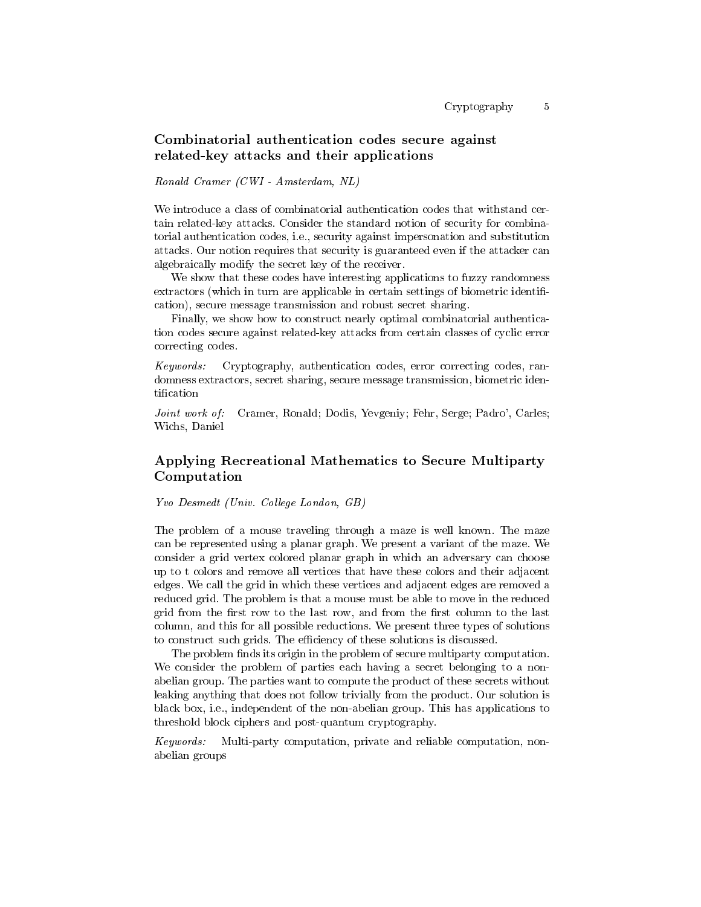## Combinatorial authentication codes secure against related-key attacks and their applications

*Ronald Cramer (CWI - Amsterdam, NL)*

We introduce a class of combinatorial authentication codes that withstand certain related-key attacks. Consider the standard notion of security for combinatorial authentication codes, i.e., security against impersonation and substitution attacks. Our notion requires that security is guaranteed even if the attacker can algebraically modify the secret key of the receiver.

We show that these codes have interesting applications to fuzzy randomness extractors (which in turn are applicable in certain settings of biometric identification), secure message transmission and robust secret sharing.

Finally, we show how to construct nearly optimal combinatorial authentication codes secure against related-key attacks from certain classes of cyclic error correcting codes.

*Keywords:* Cryptography, authentication codes, error correcting codes, randomness extractors, secret sharing, secure message transmission, biometric identification

*Joint work of:* Cramer, Ronald; Dodis, Yevgeniy; Fehr, Serge; Padro', Carles; Wichs, Daniel

## Applying Recreational Mathematics to Secure Multiparty Computation

*Yvo Desmedt (Univ. College London, GB)*

The problem of a mouse traveling through a maze is well known. The maze can be represented using a planar graph. We present a variant of the maze. We consider a grid vertex colored planar graph in which an adversary can choose up to t colors and remove all vertices that have these colors and their adjacent edges. We call the grid in which these vertices and adjacent edges are removed a reduced grid. The problem is that a mouse must be able to move in the reduced grid from the first row to the last row, and from the first column to the last column, and this for all possible reductions. We present three types of solutions to construct such grids. The efficiency of these solutions is discussed.

The problem finds its origin in the problem of secure multiparty computation. We consider the problem of parties each having a secret belonging to a non-abelian group. The parties want to compute the product of these secrets without leaking anything that does not follow trivially from the product. Our solution is black box, i.e., independent of the non-abelian group. This has applications to threshold block ciphers and post-quantum cryptography.

*Keywords:* Multi-party computation, private and reliable computation, non-abelian groups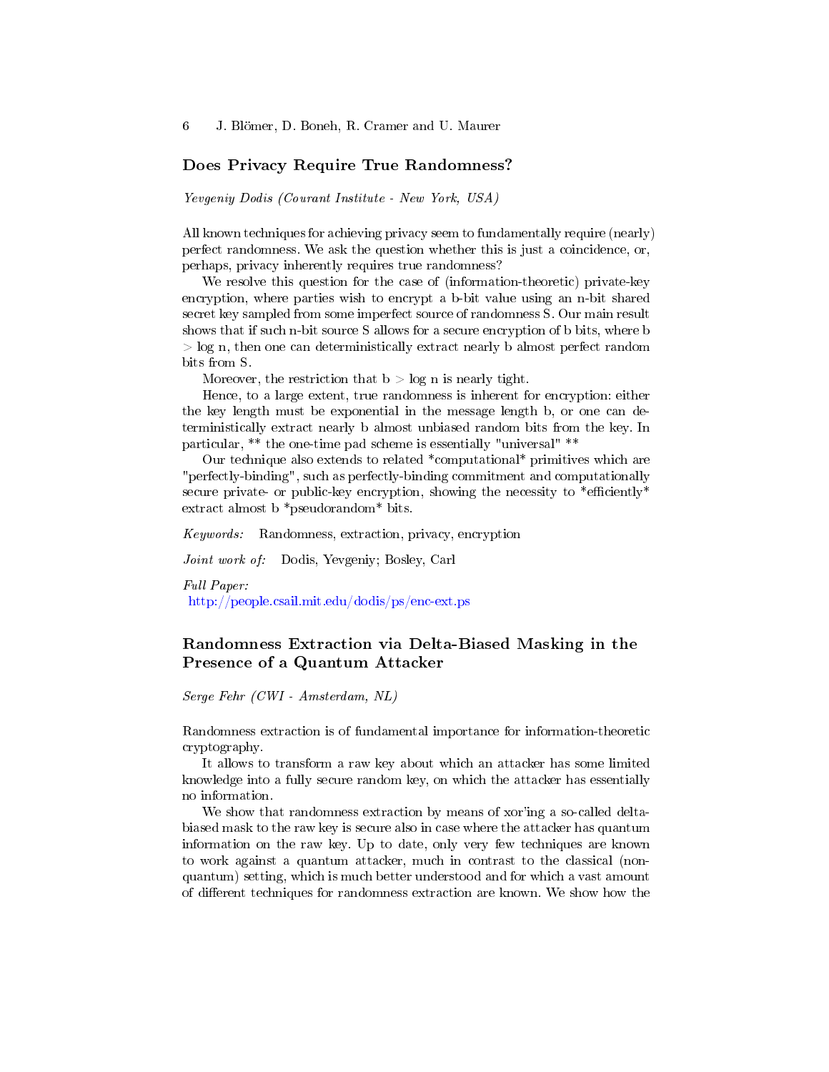## Does Privacy Require True Randomness?

*Yevgeniy Dodis (Courant Institute - New York, USA)*

All known techniques for achieving privacy seem to fundamentally require (nearly) perfect randomness. We ask the question whether this is just a coincidence, or, perhaps, privacy inherently requires true randomness?

We resolve this question for the case of (information-theoretic) private-key encryption, where parties wish to encrypt a b-bit value using an n-bit shared secret key sampled from some imperfect source of randomness S. Our main result shows that if such n-bit source S allows for a secure encryption of b bits, where b > log n, then one can deterministically extract nearly b almost perfect random bits from S.

Moreover, the restriction that b > log n is nearly tight.

Hence, to a large extent, true randomness is inherent for encryption: either the key length must be exponential in the message length b, or one can deterministically extract nearly b almost unbiased random bits from the key. In particular, ** the one-time pad scheme is essentially "universal" **

Our technique also extends to related *computational* primitives which are "perfectly-binding", such as perfectly-binding commitment and computationally secure private- or public-key encryption, showing the necessity to *efficiently* extract almost b *pseudorandom* bits.

*Keywords:* Randomness, extraction, privacy, encryption

*Joint work of:* Dodis, Yevgeniy; Bosley, Carl

*Full Paper:*
http://people.csail.mit.edu/dodis/ps/enc-ext.ps

## Randomness Extraction via Delta-Biased Masking in the Presence of a Quantum Attacker

*Serge Fehr (CWI - Amsterdam, NL)*

Randomness extraction is of fundamental importance for information-theoretic cryptography.

It allows to transform a raw key about which an attacker has some limited knowledge into a fully secure random key, on which the attacker has essentially no information.

We show that randomness extraction by means of xor'ing a so-called delta-biased mask to the raw key is secure also in case where the attacker has quantum information on the raw key. Up to date, only very few techniques are known to work against a quantum attacker, much in contrast to the classical (non-quantum) setting, which is much better understood and for which a vast amount of different techniques for randomness extraction are known. We show how the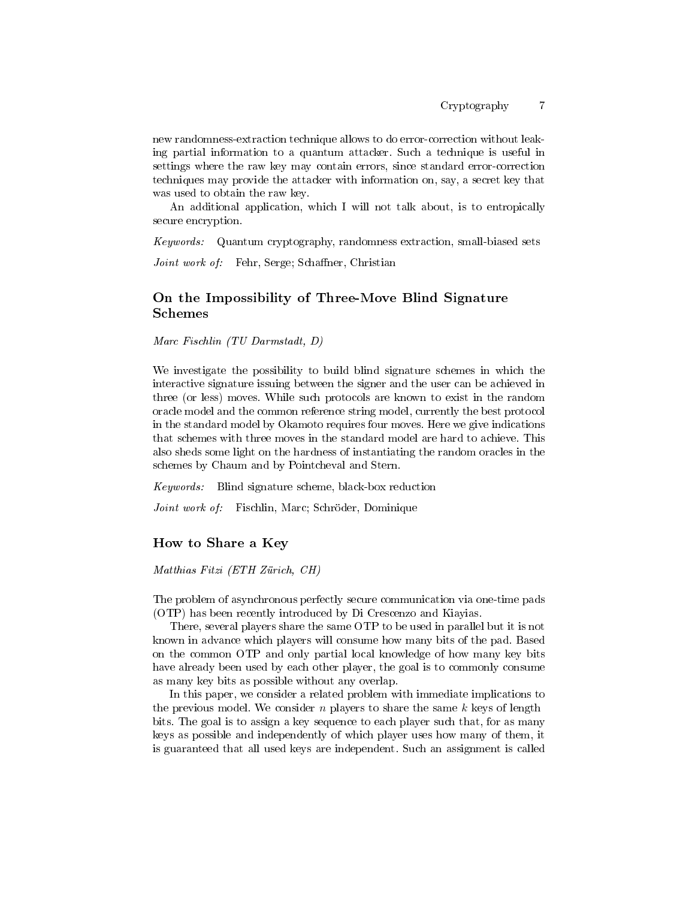new randomness-extraction technique allows to do error-correction without leaking partial information to a quantum attacker. Such a technique is useful in settings where the raw key may contain errors, since standard error-correction techniques may provide the attacker with information on, say, a secret key that was used to obtain the raw key.

An additional application, which I will not talk about, is to entropically secure encryption.

*Keywords:* Quantum cryptography, randomness extraction, small-biased sets

*Joint work of:* Fehr, Serge; Schaffner, Christian

## On the Impossibility of Three-Move Blind Signature Schemes

*Marc Fischlin (TU Darmstadt, D)*

We investigate the possibility to build blind signature schemes in which the interactive signature issuing between the signer and the user can be achieved in three (or less) moves. While such protocols are known to exist in the random oracle model and the common reference string model, currently the best protocol in the standard model by Okamoto requires four moves. Here we give indications that schemes with three moves in the standard model are hard to achieve. This also sheds some light on the hardness of instantiating the random oracles in the schemes by Chaum and by Pointcheval and Stern.

*Keywords:* Blind signature scheme, black-box reduction

*Joint work of:* Fischlin, Marc; Schröder, Dominique

## How to Share a Key

*Matthias Fitzi (ETH Zürich, CH)*

The problem of asynchronous perfectly secure communication via one-time pads (OTP) has been recently introduced by Di Crescenzo and Kiayias.

There, several players share the same OTP to be used in parallel but it is not known in advance which players will consume how many bits of the pad. Based on the common OTP and only partial local knowledge of how many key bits have already been used by each other player, the goal is to commonly consume as many key bits as possible without any overlap.

In this paper, we consider a related problem with immediate implications to the previous model. We consider $n$ players to share the same $k$ keys of length bits. The goal is to assign a key sequence to each player such that, for as many keys as possible and independently of which player uses how many of them, it is guaranteed that all used keys are independent. Such an assignment is called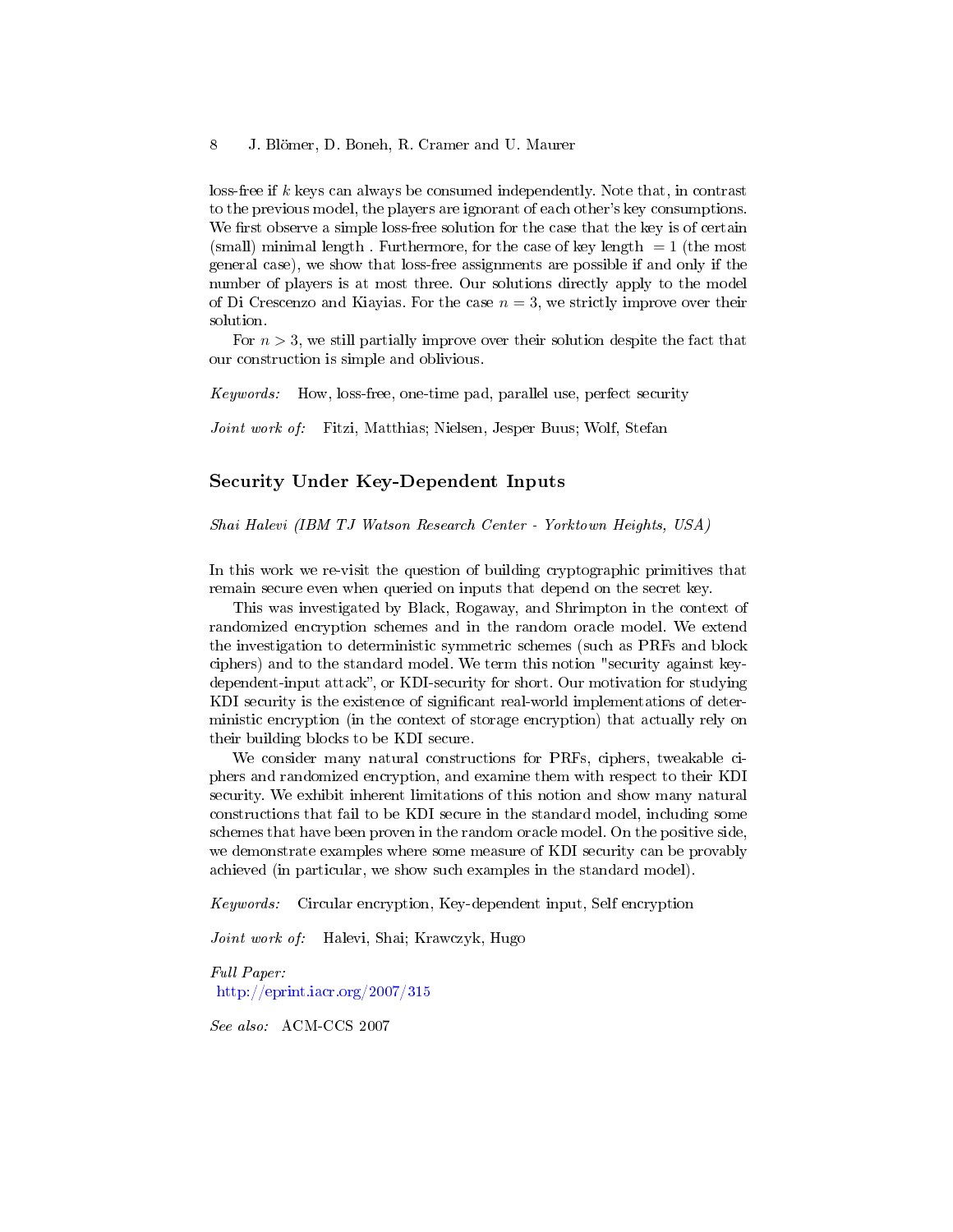loss-free if $k$ keys can always be consumed independently. Note that, in contrast to the previous model, the players are ignorant of each other's key consumptions. We first observe a simple loss-free solution for the case that the key is of certain (small) minimal length . Furthermore, for the case of key length $= 1$ (the most general case), we show that loss-free assignments are possible if and only if the number of players is at most three. Our solutions directly apply to the model of Di Crescenzo and Kiayias. For the case $n = 3$, we strictly improve over their solution.

For $n > 3$, we still partially improve over their solution despite the fact that our construction is simple and oblivious.

*Keywords:* How, loss-free, one-time pad, parallel use, perfect security

*Joint work of:* Fitzi, Matthias; Nielsen, Jesper Buus; Wolf, Stefan

## Security Under Key-Dependent Inputs

*Shai Halevi (IBM TJ Watson Research Center - Yorktown Heights, USA)*

In this work we re-visit the question of building cryptographic primitives that remain secure even when queried on inputs that depend on the secret key.

This was investigated by Black, Rogaway, and Shrimpton in the context of randomized encryption schemes and in the random oracle model. We extend the investigation to deterministic symmetric schemes (such as PRFs and block ciphers) and to the standard model. We term this notion "security against key-dependent-input attack", or KDI-security for short. Our motivation for studying KDI security is the existence of significant real-world implementations of deterministic encryption (in the context of storage encryption) that actually rely on their building blocks to be KDI secure.

We consider many natural constructions for PRFs, ciphers, tweakable ciphers and randomized encryption, and examine them with respect to their KDI security. We exhibit inherent limitations of this notion and show many natural constructions that fail to be KDI secure in the standard model, including some schemes that have been proven in the random oracle model. On the positive side, we demonstrate examples where some measure of KDI security can be provably achieved (in particular, we show such examples in the standard model).

*Keywords:* Circular encryption, Key-dependent input, Self encryption

*Joint work of:* Halevi, Shai; Krawczyk, Hugo

*Full Paper:*
http://eprint.iacr.org/2007/315

*See also:* ACM-CCS 2007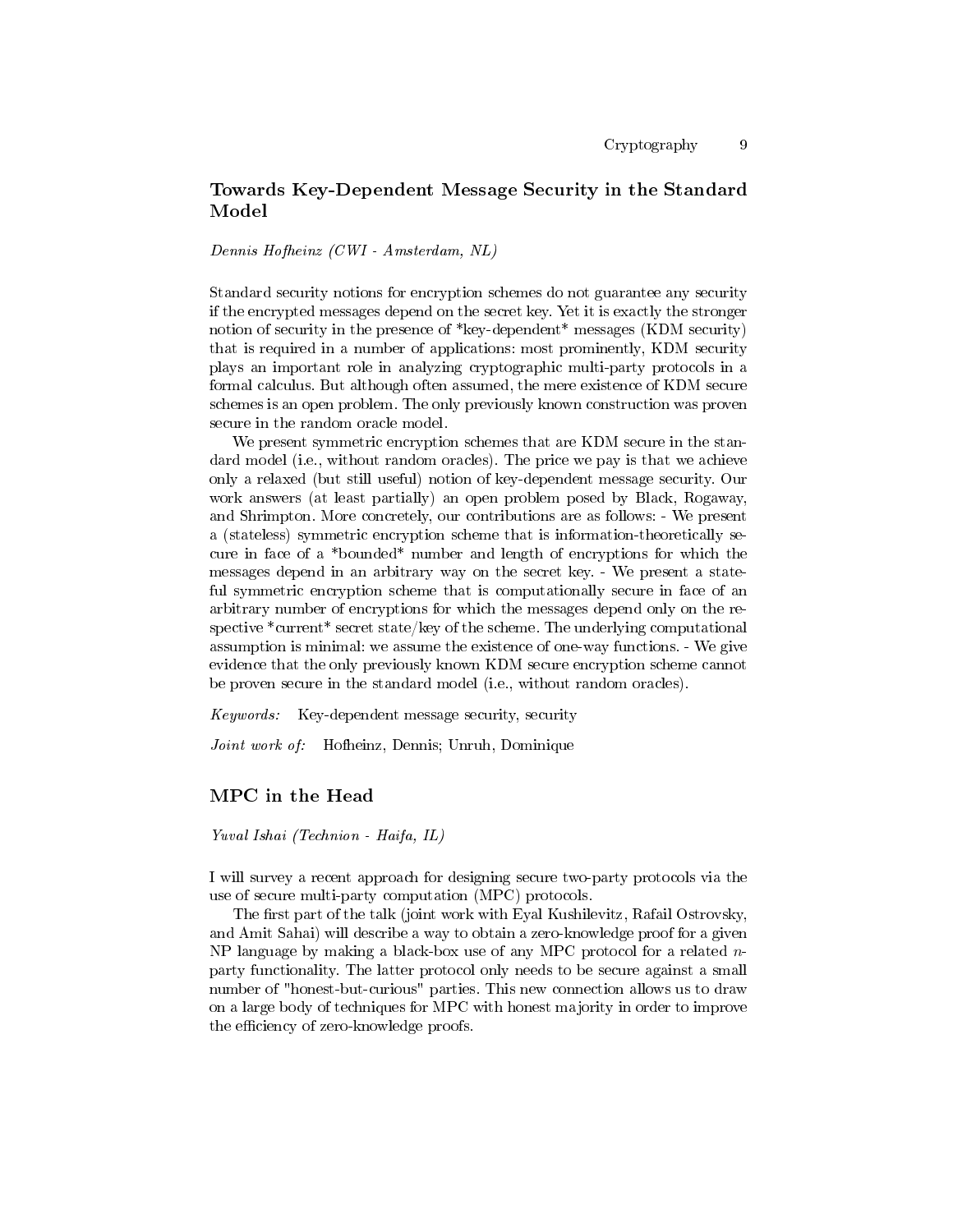## Towards Key-Dependent Message Security in the Standard Model

*Dennis Hofheinz (CWI - Amsterdam, NL)*

Standard security notions for encryption schemes do not guarantee any security if the encrypted messages depend on the secret key. Yet it is exactly the stronger notion of security in the presence of *key-dependent* messages (KDM security) that is required in a number of applications: most prominently, KDM security plays an important role in analyzing cryptographic multi-party protocols in a formal calculus. But although often assumed, the mere existence of KDM secure schemes is an open problem. The only previously known construction was proven secure in the random oracle model.

We present symmetric encryption schemes that are KDM secure in the standard model (i.e., without random oracles). The price we pay is that we achieve only a relaxed (but still useful) notion of key-dependent message security. Our work answers (at least partially) an open problem posed by Black, Rogaway, and Shrimpton. More concretely, our contributions are as follows: - We present a (stateless) symmetric encryption scheme that is information-theoretically secure in face of a *bounded* number and length of encryptions for which the messages depend in an arbitrary way on the secret key. - We present a stateful symmetric encryption scheme that is computationally secure in face of an arbitrary number of encryptions for which the messages depend only on the respective *current* secret state/key of the scheme. The underlying computational assumption is minimal: we assume the existence of one-way functions. - We give evidence that the only previously known KDM secure encryption scheme cannot be proven secure in the standard model (i.e., without random oracles).

*Keywords:* Key-dependent message security, security

*Joint work of:* Hofheinz, Dennis; Unruh, Dominique

## MPC in the Head

*Yuval Ishai (Technion - Haifa, IL)*

I will survey a recent approach for designing secure two-party protocols via the use of secure multi-party computation (MPC) protocols.

The first part of the talk (joint work with Eyal Kushilevitz, Rafail Ostrovsky, and Amit Sahai) will describe a way to obtain a zero-knowledge proof for a given NP language by making a black-box use of any MPC protocol for a related $n$-party functionality. The latter protocol only needs to be secure against a small number of "honest-but-curious" parties. This new connection allows us to draw on a large body of techniques for MPC with honest majority in order to improve the efficiency of zero-knowledge proofs.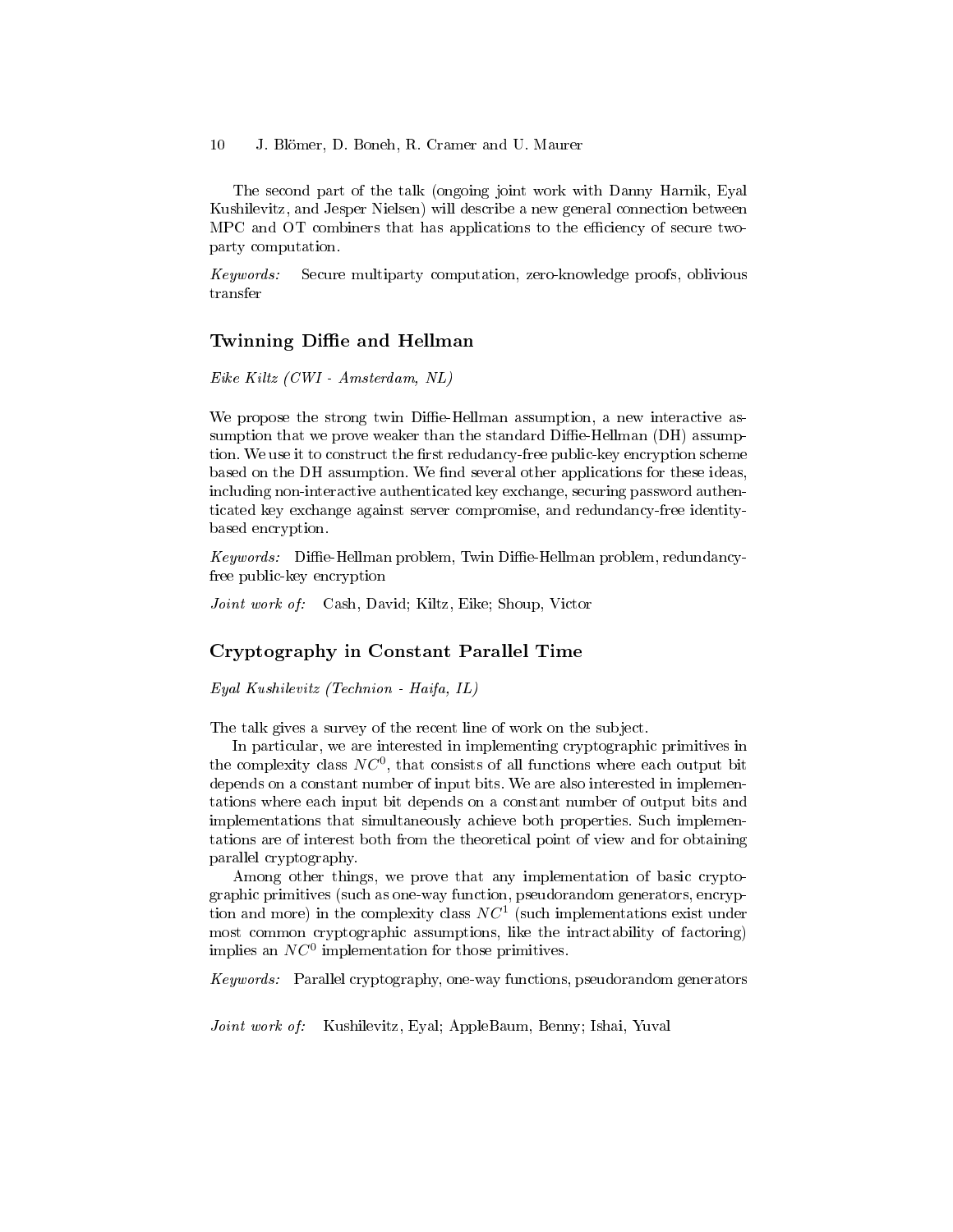The second part of the talk (ongoing joint work with Danny Harnik, Eyal Kushilevitz, and Jesper Nielsen) will describe a new general connection between MPC and OT combiners that has applications to the efficiency of secure two-party computation.

*Keywords:* Secure multiparty computation, zero-knowledge proofs, oblivious transfer

## Twinning Diffie and Hellman

*Eike Kiltz (CWI - Amsterdam, NL)*

We propose the strong twin Diffie-Hellman assumption, a new interactive assumption that we prove weaker than the standard Diffie-Hellman (DH) assumption. We use it to construct the first redudancy-free public-key encryption scheme based on the DH assumption. We find several other applications for these ideas, including non-interactive authenticated key exchange, securing password authenticated key exchange against server compromise, and redundancy-free identity-based encryption.

*Keywords:* Diffie-Hellman problem, Twin Diffie-Hellman problem, redundancy-free public-key encryption

*Joint work of:* Cash, David; Kiltz, Eike; Shoup, Victor

## Cryptography in Constant Parallel Time

*Eyal Kushilevitz (Technion - Haifa, IL)*

The talk gives a survey of the recent line of work on the subject.

In particular, we are interested in implementing cryptographic primitives in the complexity class $NC^0$, that consists of all functions where each output bit depends on a constant number of input bits. We are also interested in implementations where each input bit depends on a constant number of output bits and implementations that simultaneously achieve both properties. Such implementations are of interest both from the theoretical point of view and for obtaining parallel cryptography.

Among other things, we prove that any implementation of basic cryptographic primitives (such as one-way function, pseudorandom generators, encryption and more) in the complexity class $NC^1$ (such implementations exist under most common cryptographic assumptions, like the intractability of factoring) implies an $NC^0$ implementation for those primitives.

*Keywords:* Parallel cryptography, one-way functions, pseudorandom generators

*Joint work of:* Kushilevitz, Eyal; AppleBaum, Benny; Ishai, Yuval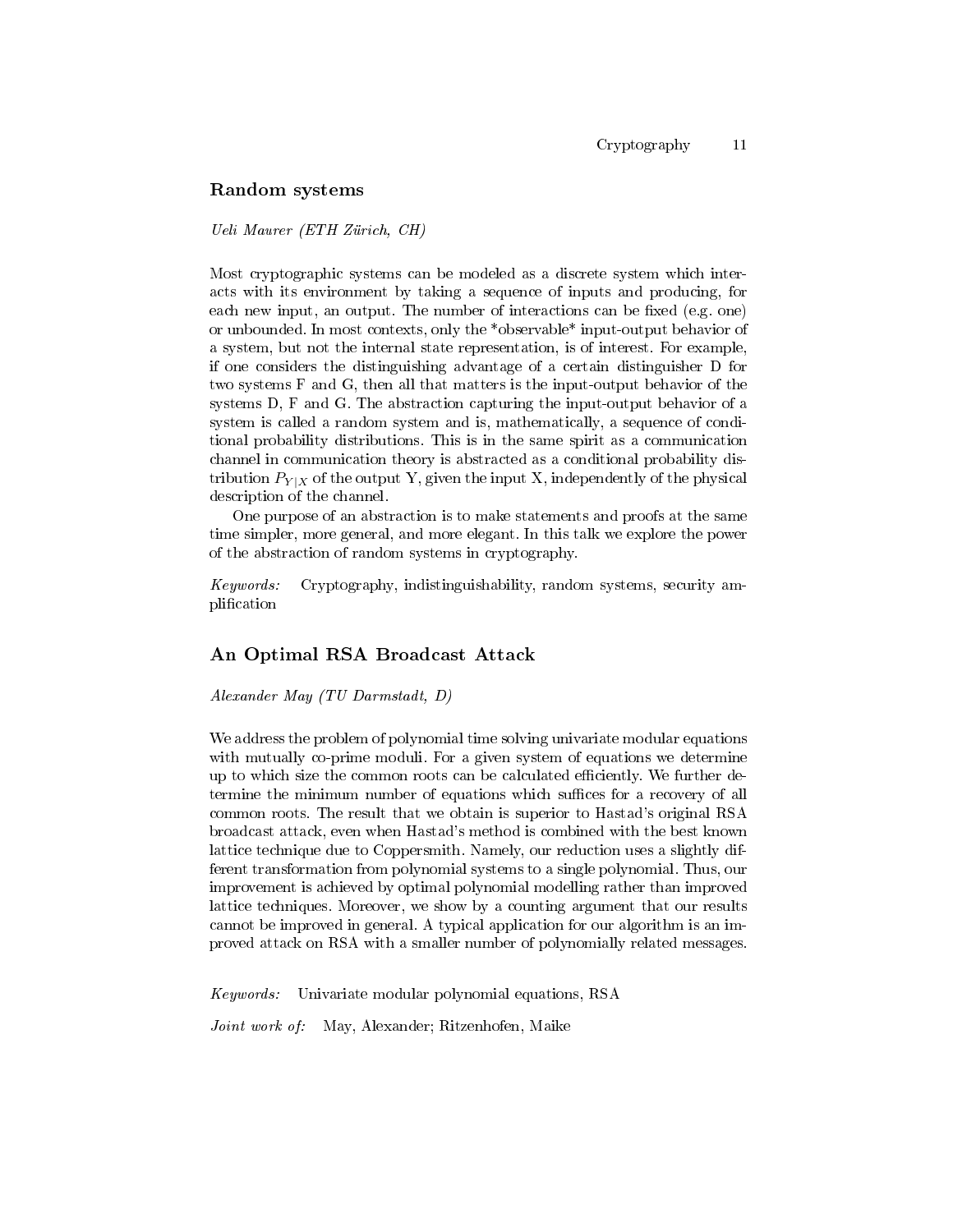## Random systems

*Ueli Maurer (ETH Zürich, CH)*

Most cryptographic systems can be modeled as a discrete system which interacts with its environment by taking a sequence of inputs and producing, for each new input, an output. The number of interactions can be fixed (e.g. one) or unbounded. In most contexts, only the *observable* input-output behavior of a system, but not the internal state representation, is of interest. For example, if one considers the distinguishing advantage of a certain distinguisher D for two systems F and G, then all that matters is the input-output behavior of the systems D, F and G. The abstraction capturing the input-output behavior of a system is called a random system and is, mathematically, a sequence of conditional probability distributions. This is in the same spirit as a communication channel in communication theory is abstracted as a conditional probability distribution $P_{Y|X}$ of the output Y, given the input X, independently of the physical description of the channel.

One purpose of an abstraction is to make statements and proofs at the same time simpler, more general, and more elegant. In this talk we explore the power of the abstraction of random systems in cryptography.

*Keywords:* Cryptography, indistinguishability, random systems, security amplification

## An Optimal RSA Broadcast Attack

*Alexander May (TU Darmstadt, D)*

We address the problem of polynomial time solving univariate modular equations with mutually co-prime moduli. For a given system of equations we determine up to which size the common roots can be calculated efficiently. We further determine the minimum number of equations which suffices for a recovery of all common roots. The result that we obtain is superior to Hastad's original RSA broadcast attack, even when Hastad's method is combined with the best known lattice technique due to Coppersmith. Namely, our reduction uses a slightly different transformation from polynomial systems to a single polynomial. Thus, our improvement is achieved by optimal polynomial modelling rather than improved lattice techniques. Moreover, we show by a counting argument that our results cannot be improved in general. A typical application for our algorithm is an improved attack on RSA with a smaller number of polynomially related messages.

*Keywords:* Univariate modular polynomial equations, RSA

*Joint work of:* May, Alexander; Ritzenhofen, Maike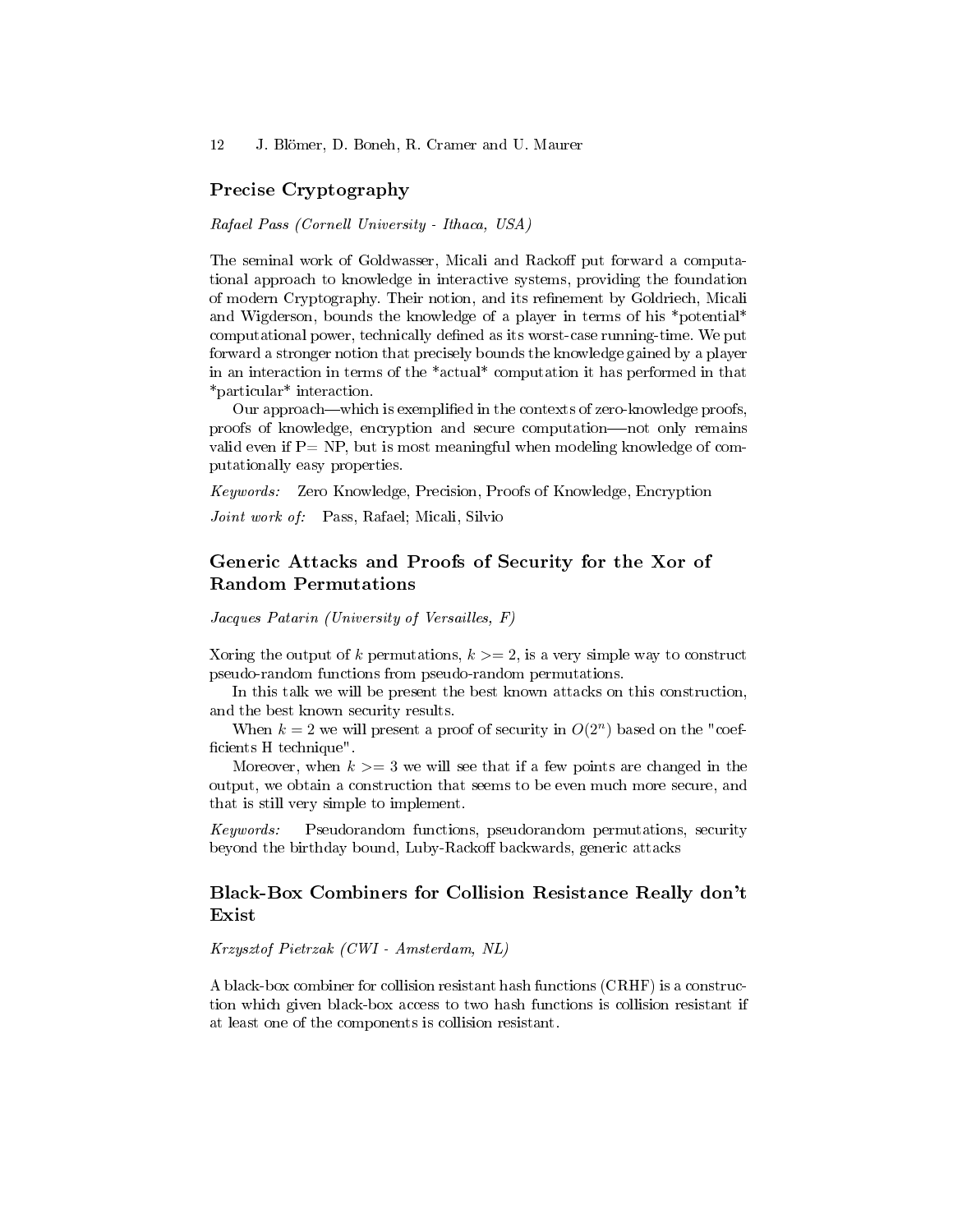## Precise Cryptography

*Rafael Pass (Cornell University - Ithaca, USA)*

The seminal work of Goldwasser, Micali and Rackoff put forward a computational approach to knowledge in interactive systems, providing the foundation of modern Cryptography. Their notion, and its refinement by Goldriech, Micali and Wigderson, bounds the knowledge of a player in terms of his *potential* computational power, technically defined as its worst-case running-time. We put forward a stronger notion that precisely bounds the knowledge gained by a player in an interaction in terms of the *actual* computation it has performed in that *particular* interaction.

Our approach—which is exemplified in the contexts of zero-knowledge proofs, proofs of knowledge, encryption and secure computation—-not only remains valid even if P= NP, but is most meaningful when modeling knowledge of computationally easy properties.

*Keywords:* Zero Knowledge, Precision, Proofs of Knowledge, Encryption

*Joint work of:* Pass, Rafael; Micali, Silvio

## Generic Attacks and Proofs of Security for the Xor of Random Permutations

*Jacques Patarin (University of Versailles, F)*

Xoring the output of $k$ permutations, $k >= 2$, is a very simple way to construct pseudo-random functions from pseudo-random permutations.

In this talk we will be present the best known attacks on this construction, and the best known security results.

When $k = 2$ we will present a proof of security in $O(2^n)$ based on the "coefficients H technique".

Moreover, when $k >= 3$ we will see that if a few points are changed in the output, we obtain a construction that seems to be even much more secure, and that is still very simple to implement.

*Keywords:* Pseudorandom functions, pseudorandom permutations, security beyond the birthday bound, Luby-Rackoff backwards, generic attacks

## Black-Box Combiners for Collision Resistance Really don't Exist

*Krzysztof Pietrzak (CWI - Amsterdam, NL)*

A black-box combiner for collision resistant hash functions (CRHF) is a construction which given black-box access to two hash functions is collision resistant if at least one of the components is collision resistant.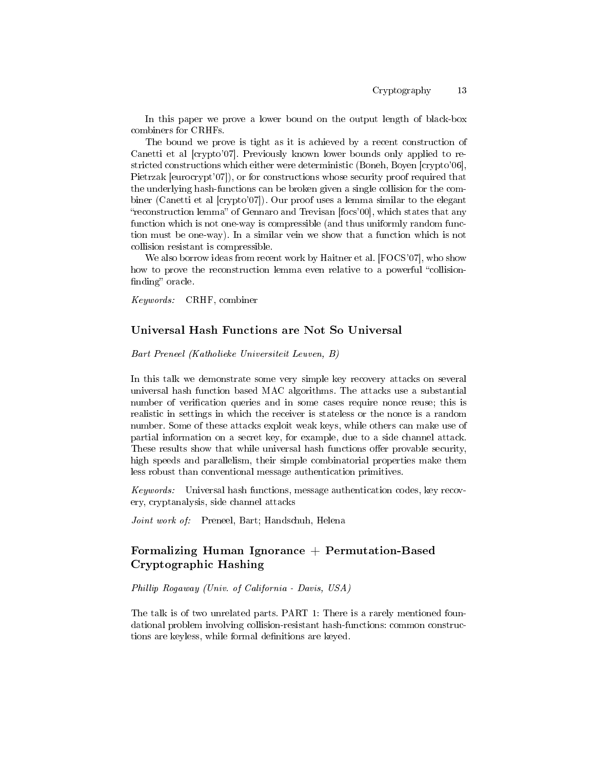In this paper we prove a lower bound on the output length of black-box combiners for CRHFs.

The bound we prove is tight as it is achieved by a recent construction of Canetti et al [crypto'07]. Previously known lower bounds only applied to restricted constructions which either were deterministic (Boneh, Boyen [crypto'06], Pietrzak [eurocrypt'07]), or for constructions whose security proof required that the underlying hash-functions can be broken given a single collision for the combiner (Canetti et al [crypto'07]). Our proof uses a lemma similar to the elegant "reconstruction lemma" of Gennaro and Trevisan [focs'00], which states that any function which is not one-way is compressible (and thus uniformly random function must be one-way). In a similar vein we show that a function which is not collision resistant is compressible.

We also borrow ideas from recent work by Haitner et al. [FOCS'07], who show how to prove the reconstruction lemma even relative to a powerful "collision-finding" oracle.

*Keywords:* CRHF, combiner

## Universal Hash Functions are Not So Universal

*Bart Preneel (Katholieke Universiteit Leuven, B)*

In this talk we demonstrate some very simple key recovery attacks on several universal hash function based MAC algorithms. The attacks use a substantial number of verification queries and in some cases require nonce reuse; this is realistic in settings in which the receiver is stateless or the nonce is a random number. Some of these attacks exploit weak keys, while others can make use of partial information on a secret key, for example, due to a side channel attack. These results show that while universal hash functions offer provable security, high speeds and parallelism, their simple combinatorial properties make them less robust than conventional message authentication primitives.

*Keywords:* Universal hash functions, message authentication codes, key recovery, cryptanalysis, side channel attacks

*Joint work of:* Preneel, Bart; Handschuh, Helena

## Formalizing Human Ignorance + Permutation-Based Cryptographic Hashing

*Phillip Rogaway (Univ. of California - Davis, USA)*

The talk is of two unrelated parts. PART 1: There is a rarely mentioned foundational problem involving collision-resistant hash-functions: common constructions are keyless, while formal definitions are keyed.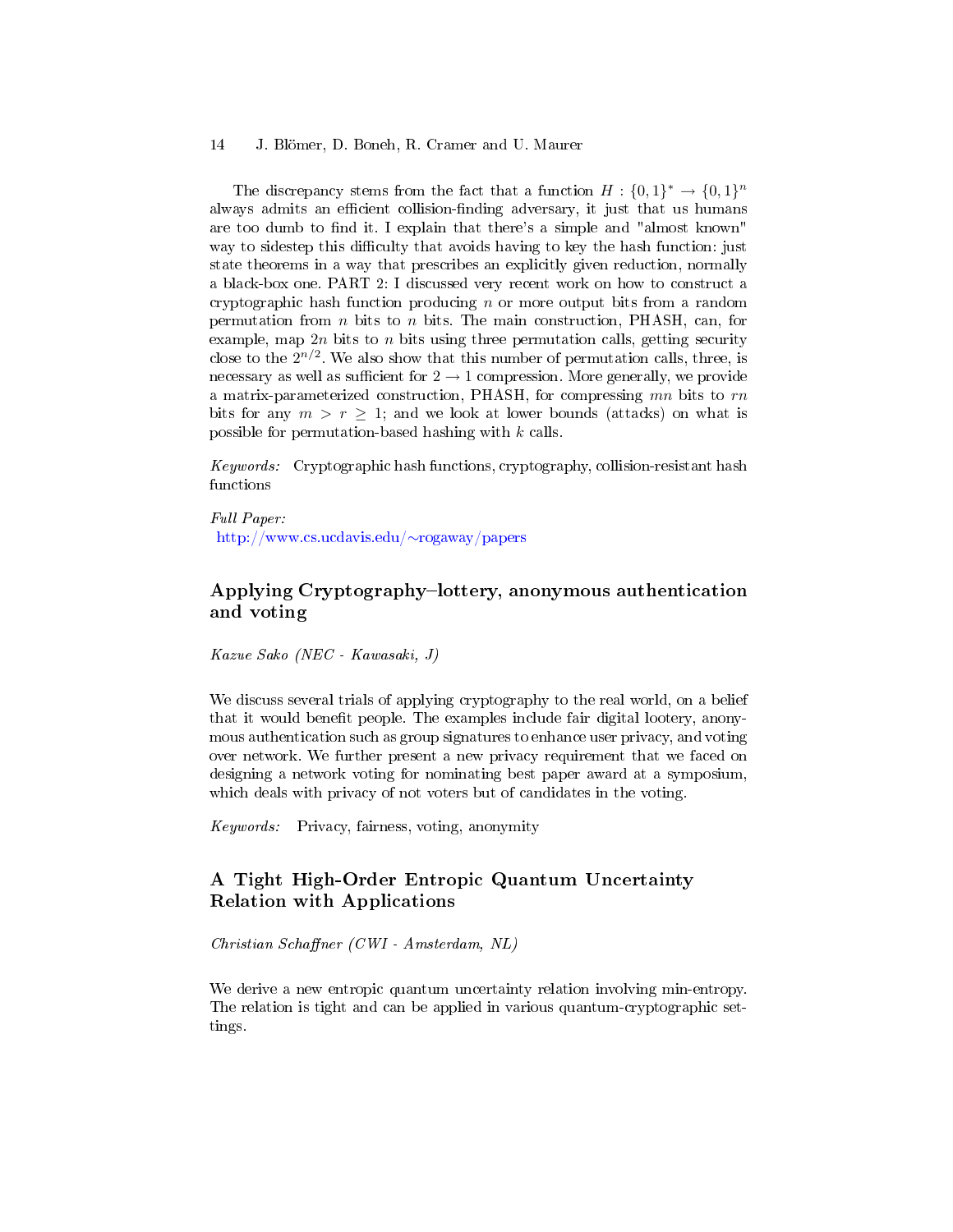The discrepancy stems from the fact that a function $H : \{0,1\}^* \to \{0,1\}^n$ always admits an efficient collision-finding adversary, it just that us humans are too dumb to find it. I explain that there's a simple and "almost known" way to sidestep this difficulty that avoids having to key the hash function: just state theorems in a way that prescribes an explicitly given reduction, normally a black-box one. PART 2: I discussed very recent work on how to construct a cryptographic hash function producing $n$ or more output bits from a random permutation from $n$ bits to $n$ bits. The main construction, PHASH, can, for example, map $2n$ bits to $n$ bits using three permutation calls, getting security close to the $2^{n/2}$. We also show that this number of permutation calls, three, is necessary as well as sufficient for $2 \to 1$ compression. More generally, we provide a matrix-parameterized construction, PHASH, for compressing $mn$ bits to $rn$ bits for any $m > r \geq 1$; and we look at lower bounds (attacks) on what is possible for permutation-based hashing with $k$ calls.

*Keywords:* Cryptographic hash functions, cryptography, collision-resistant hash functions

*Full Paper:*
http://www.cs.ucdavis.edu/~rogaway/papers

## Applying Cryptography–lottery, anonymous authentication and voting

*Kazue Sako (NEC - Kawasaki, J)*

We discuss several trials of applying cryptography to the real world, on a belief that it would benefit people. The examples include fair digital lootery, anonymous authentication such as group signatures to enhance user privacy, and voting over network. We further present a new privacy requirement that we faced on designing a network voting for nominating best paper award at a symposium, which deals with privacy of not voters but of candidates in the voting.

*Keywords:* Privacy, fairness, voting, anonymity

## A Tight High-Order Entropic Quantum Uncertainty Relation with Applications

*Christian Schaffner (CWI - Amsterdam, NL)*

We derive a new entropic quantum uncertainty relation involving min-entropy. The relation is tight and can be applied in various quantum-cryptographic settings.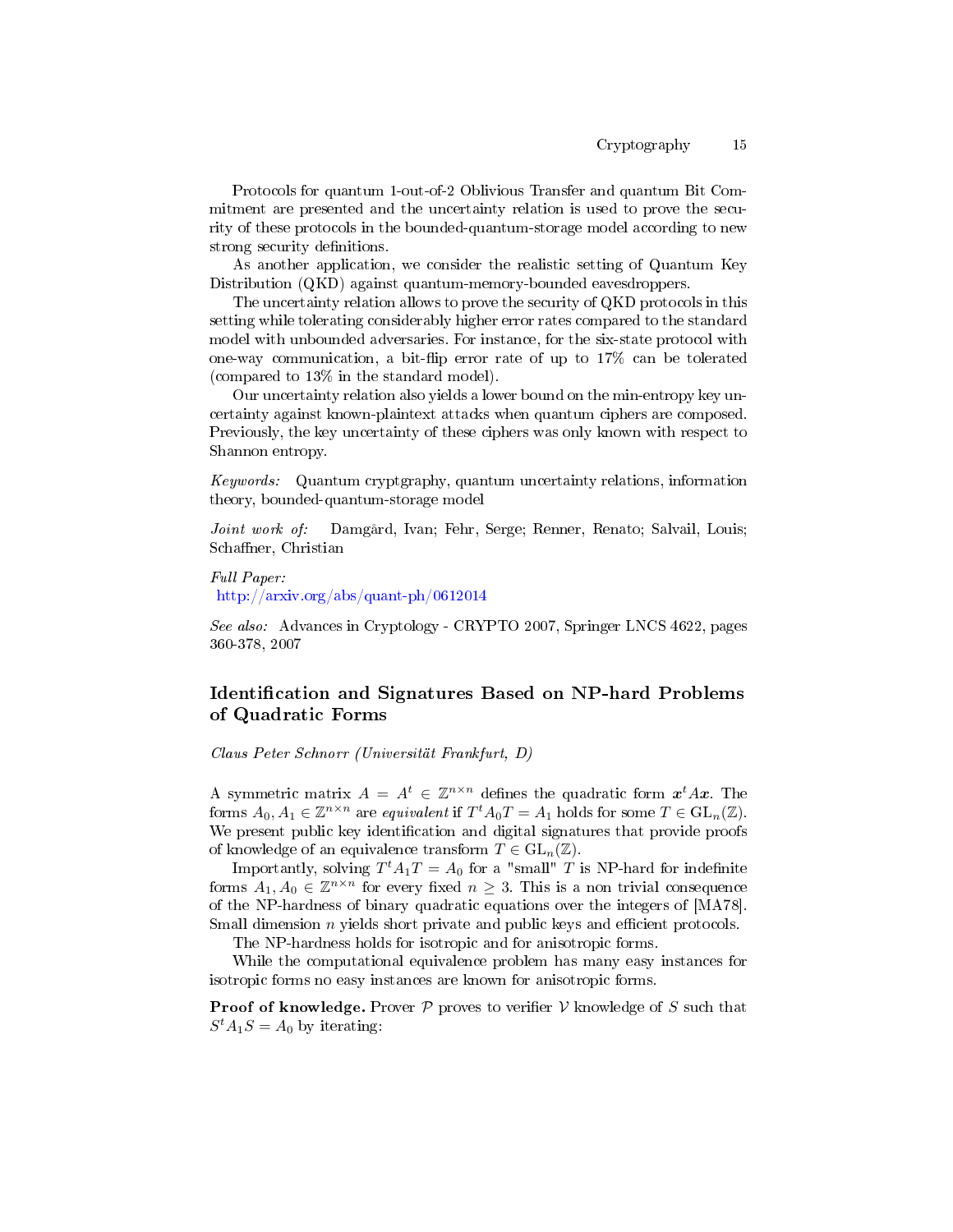Protocols for quantum 1-out-of-2 Oblivious Transfer and quantum Bit Commitment are presented and the uncertainty relation is used to prove the security of these protocols in the bounded-quantum-storage model according to new strong security definitions.

As another application, we consider the realistic setting of Quantum Key Distribution (QKD) against quantum-memory-bounded eavesdroppers.

The uncertainty relation allows to prove the security of QKD protocols in this setting while tolerating considerably higher error rates compared to the standard model with unbounded adversaries. For instance, for the six-state protocol with one-way communication, a bit-flip error rate of up to 17% can be tolerated (compared to 13% in the standard model).

Our uncertainty relation also yields a lower bound on the min-entropy key uncertainty against known-plaintext attacks when quantum ciphers are composed. Previously, the key uncertainty of these ciphers was only known with respect to Shannon entropy.

*Keywords:* Quantum cryptgraphy, quantum uncertainty relations, information theory, bounded-quantum-storage model

*Joint work of:* Damgård, Ivan; Fehr, Serge; Renner, Renato; Salvail, Louis; Schaffner, Christian

*Full Paper:*
http://arxiv.org/abs/quant-ph/0612014

*See also:* Advances in Cryptology - CRYPTO 2007, Springer LNCS 4622, pages 360-378, 2007

## Identification and Signatures Based on NP-hard Problems of Quadratic Forms

*Claus Peter Schnorr (Universität Frankfurt, D)*

A symmetric matrix $A = A^t \in \mathbb{Z}^{n \times n}$ defines the quadratic form $\boldsymbol{x}^t A \boldsymbol{x}$. The forms $A_0, A_1 \in \mathbb{Z}^{n \times n}$ are *equivalent* if $T^t A_0 T = A_1$ holds for some $T \in \mathrm{GL}_n(\mathbb{Z})$. We present public key identification and digital signatures that provide proofs of knowledge of an equivalence transform $T \in \mathrm{GL}_n(\mathbb{Z})$.

Importantly, solving $T^t A_1 T = A_0$ for a "small" $T$ is NP-hard for indefinite forms $A_1, A_0 \in \mathbb{Z}^{n \times n}$ for every fixed $n \geq 3$. This is a non trivial consequence of the NP-hardness of binary quadratic equations over the integers of [MA78]. Small dimension $n$ yields short private and public keys and efficient protocols.

The NP-hardness holds for isotropic and for anisotropic forms.

While the computational equivalence problem has many easy instances for isotropic forms no easy instances are known for anisotropic forms.

**Proof of knowledge.** Prover $\mathcal{P}$ proves to verifier $\mathcal{V}$ knowledge of $S$ such that $S^t A_1 S = A_0$ by iterating: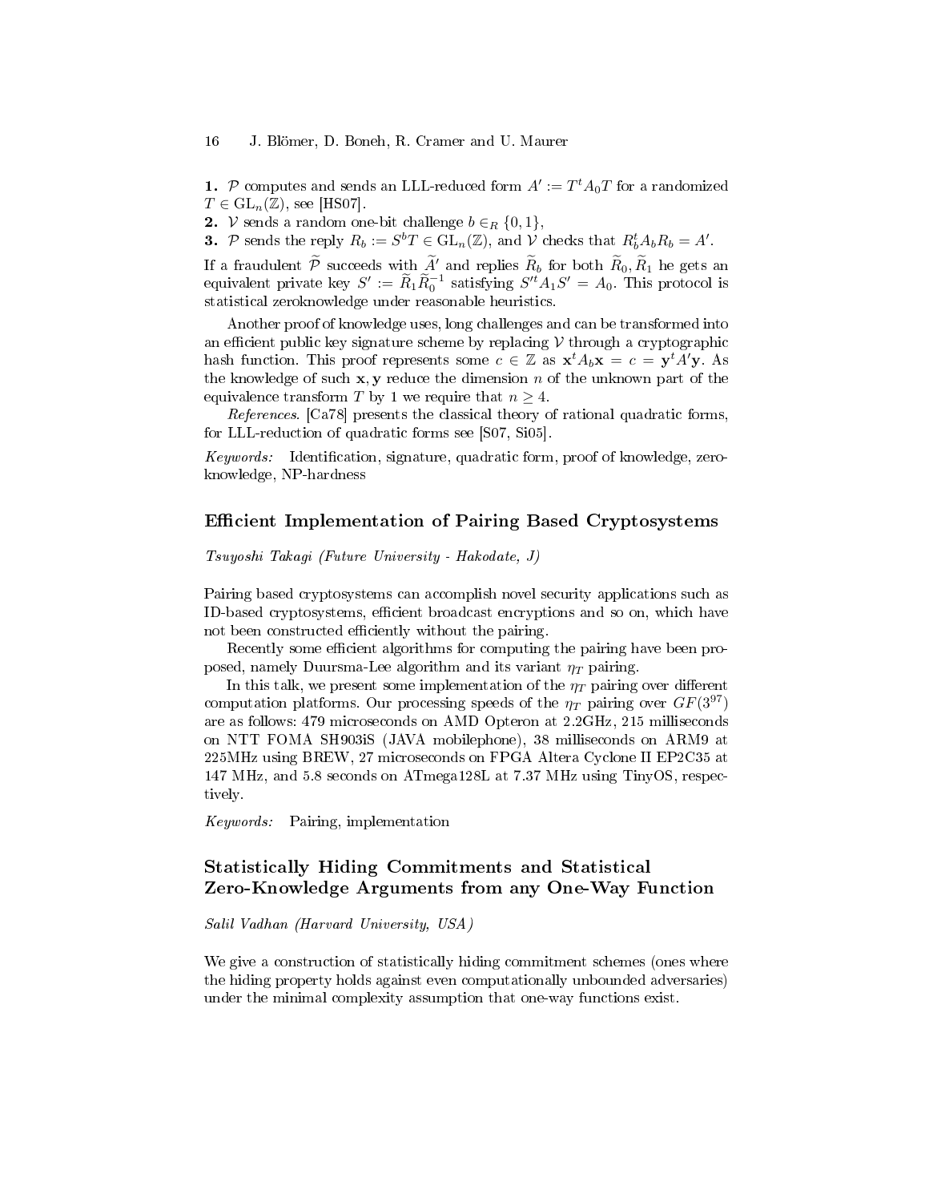**1.** $\mathcal{P}$ computes and sends an LLL-reduced form $A' := T^t A_0 T$ for a randomized $T \in \mathrm{GL}_n(\mathbb{Z})$, see [HS07].
**2.** $\mathcal{V}$ sends a random one-bit challenge $b \in_R \{0, 1\}$,
**3.** $\mathcal{P}$ sends the reply $R_b := S^b T \in \mathrm{GL}_n(\mathbb{Z})$, and $\mathcal{V}$ checks that $R_b^t A_b R_b = A'$.

If a fraudulent $\widetilde{\mathcal{P}}$ succeeds with $\widetilde{A}'$ and replies $\widetilde{R}_b$ for both $\widetilde{R}_0, \widetilde{R}_1$ he gets an equivalent private key $S' := \widetilde{R}_1 \widetilde{R}_0^{-1}$ satisfying $S'^t A_1 S' = A_0$. This protocol is statistical zeroknowledge under reasonable heuristics.

Another proof of knowledge uses, long challenges and can be transformed into an efficient public key signature scheme by replacing $\mathcal{V}$ through a cryptographic hash function. This proof represents some $c \in \mathbb{Z}$ as $\mathbf{x}^t A_b \mathbf{x} = c = \mathbf{y}^t A' \mathbf{y}$. As the knowledge of such $\mathbf{x}, \mathbf{y}$ reduce the dimension $n$ of the unknown part of the equivalence transform $T$ by 1 we require that $n \geq 4$.

*References.* [Ca78] presents the classical theory of rational quadratic forms, for LLL-reduction of quadratic forms see [S07, Si05].

*Keywords:* Identification, signature, quadratic form, proof of knowledge, zero-knowledge, NP-hardness

## Efficient Implementation of Pairing Based Cryptosystems

*Tsuyoshi Takagi (Future University - Hakodate, J)*

Pairing based cryptosystems can accomplish novel security applications such as ID-based cryptosystems, efficient broadcast encryptions and so on, which have not been constructed efficiently without the pairing.

Recently some efficient algorithms for computing the pairing have been proposed, namely Duursma-Lee algorithm and its variant $\eta_T$ pairing.

In this talk, we present some implementation of the $\eta_T$ pairing over different computation platforms. Our processing speeds of the $\eta_T$ pairing over $GF(3^{97})$ are as follows: 479 microseconds on AMD Opteron at 2.2GHz, 215 milliseconds on NTT FOMA SH903iS (JAVA mobilephone), 38 milliseconds on ARM9 at 225MHz using BREW, 27 microseconds on FPGA Altera Cyclone II EP2C35 at 147 MHz, and 5.8 seconds on ATmega128L at 7.37 MHz using TinyOS, respectively.

*Keywords:* Pairing, implementation

## Statistically Hiding Commitments and Statistical Zero-Knowledge Arguments from any One-Way Function

*Salil Vadhan (Harvard University, USA)*

We give a construction of statistically hiding commitment schemes (ones where the hiding property holds against even computationally unbounded adversaries) under the minimal complexity assumption that one-way functions exist.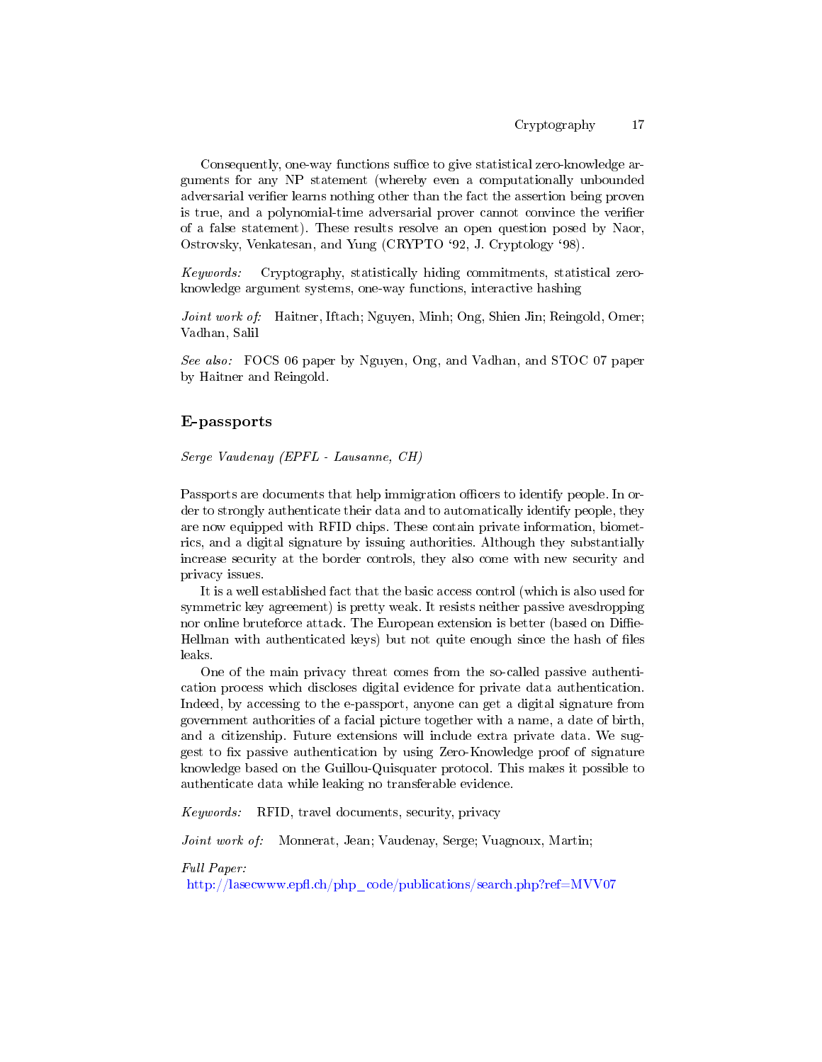Consequently, one-way functions suffice to give statistical zero-knowledge arguments for any NP statement (whereby even a computationally unbounded adversarial verifier learns nothing other than the fact the assertion being proven is true, and a polynomial-time adversarial prover cannot convince the verifier of a false statement). These results resolve an open question posed by Naor, Ostrovsky, Venkatesan, and Yung (CRYPTO '92, J. Cryptology '98).

*Keywords:* Cryptography, statistically hiding commitments, statistical zero-knowledge argument systems, one-way functions, interactive hashing

*Joint work of:* Haitner, Iftach; Nguyen, Minh; Ong, Shien Jin; Reingold, Omer; Vadhan, Salil

*See also:* FOCS 06 paper by Nguyen, Ong, and Vadhan, and STOC 07 paper by Haitner and Reingold.

## E-passports

*Serge Vaudenay (EPFL - Lausanne, CH)*

Passports are documents that help immigration officers to identify people. In order to strongly authenticate their data and to automatically identify people, they are now equipped with RFID chips. These contain private information, biometrics, and a digital signature by issuing authorities. Although they substantially increase security at the border controls, they also come with new security and privacy issues.

It is a well established fact that the basic access control (which is also used for symmetric key agreement) is pretty weak. It resists neither passive avesdropping nor online bruteforce attack. The European extension is better (based on Diffie-Hellman with authenticated keys) but not quite enough since the hash of files leaks.

One of the main privacy threat comes from the so-called passive authentication process which discloses digital evidence for private data authentication. Indeed, by accessing to the e-passport, anyone can get a digital signature from government authorities of a facial picture together with a name, a date of birth, and a citizenship. Future extensions will include extra private data. We suggest to fix passive authentication by using Zero-Knowledge proof of signature knowledge based on the Guillou-Quisquater protocol. This makes it possible to authenticate data while leaking no transferable evidence.

*Keywords:* RFID, travel documents, security, privacy

*Joint work of:* Monnerat, Jean; Vaudenay, Serge; Vuagnoux, Martin;

*Full Paper:*
http://lasecwww.epfl.ch/php_code/publications/search.php?ref=MVV07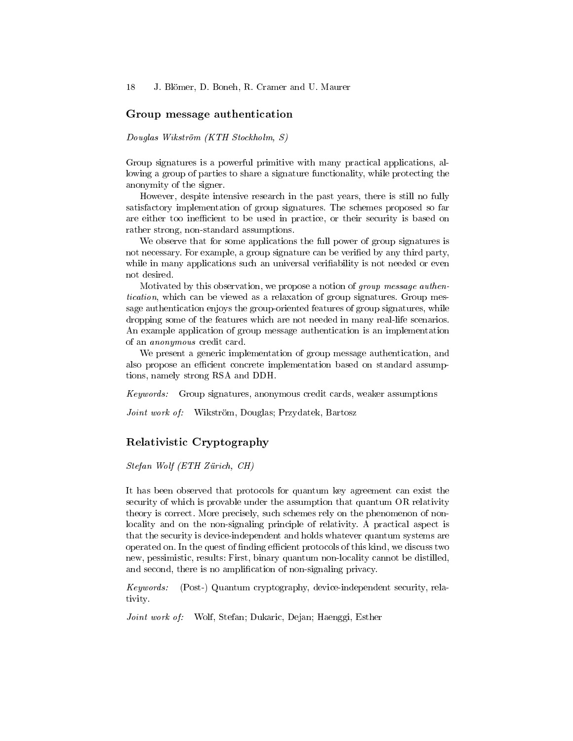## Group message authentication

*Douglas Wikström (KTH Stockholm, S)*

Group signatures is a powerful primitive with many practical applications, allowing a group of parties to share a signature functionality, while protecting the anonymity of the signer.

However, despite intensive research in the past years, there is still no fully satisfactory implementation of group signatures. The schemes proposed so far are either too inefficient to be used in practice, or their security is based on rather strong, non-standard assumptions.

We observe that for some applications the full power of group signatures is not necessary. For example, a group signature can be verified by any third party, while in many applications such an universal verifiability is not needed or even not desired.

Motivated by this observation, we propose a notion of *group message authentication*, which can be viewed as a relaxation of group signatures. Group message authentication enjoys the group-oriented features of group signatures, while dropping some of the features which are not needed in many real-life scenarios. An example application of group message authentication is an implementation of an *anonymous* credit card.

We present a generic implementation of group message authentication, and also propose an efficient concrete implementation based on standard assumptions, namely strong RSA and DDH.

*Keywords:* Group signatures, anonymous credit cards, weaker assumptions

*Joint work of:* Wikström, Douglas; Przydatek, Bartosz

## Relativistic Cryptography

*Stefan Wolf (ETH Zürich, CH)*

It has been observed that protocols for quantum key agreement can exist the security of which is provable under the assumption that quantum OR relativity theory is correct. More precisely, such schemes rely on the phenomenon of non-locality and on the non-signaling principle of relativity. A practical aspect is that the security is device-independent and holds whatever quantum systems are operated on. In the quest of finding efficient protocols of this kind, we discuss two new, pessimistic, results: First, binary quantum non-locality cannot be distilled, and second, there is no amplification of non-signaling privacy.

*Keywords:* (Post-) Quantum cryptography, device-independent security, relativity.

*Joint work of:* Wolf, Stefan; Dukaric, Dejan; Haenggi, Esther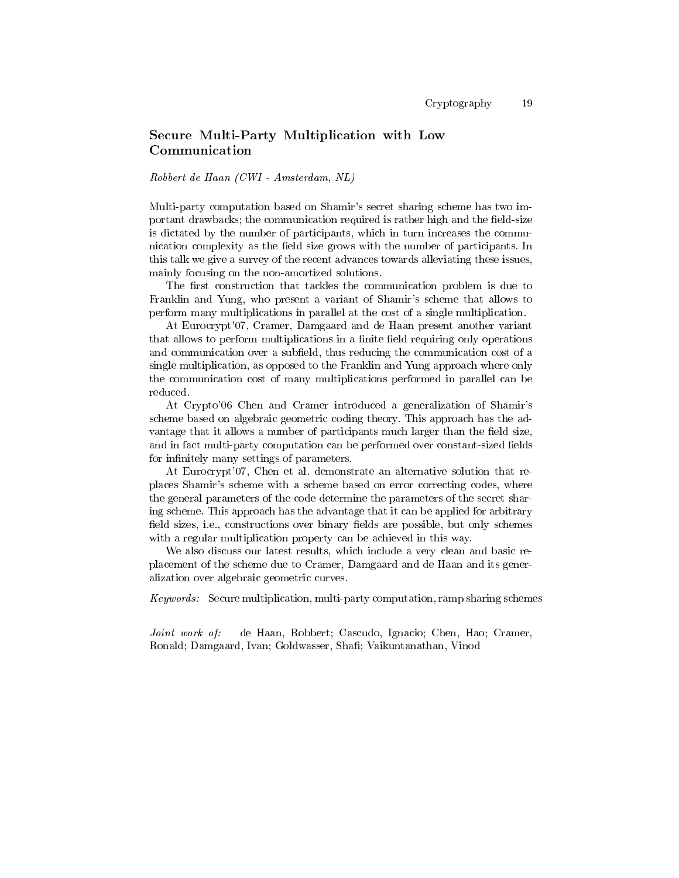## Secure Multi-Party Multiplication with Low Communication

*Robbert de Haan (CWI - Amsterdam, NL)*

Multi-party computation based on Shamir's secret sharing scheme has two important drawbacks; the communication required is rather high and the field-size is dictated by the number of participants, which in turn increases the communication complexity as the field size grows with the number of participants. In this talk we give a survey of the recent advances towards alleviating these issues, mainly focusing on the non-amortized solutions.

The first construction that tackles the communication problem is due to Franklin and Yung, who present a variant of Shamir's scheme that allows to perform many multiplications in parallel at the cost of a single multiplication.

At Eurocrypt'07, Cramer, Damgaard and de Haan present another variant that allows to perform multiplications in a finite field requiring only operations and communication over a subfield, thus reducing the communication cost of a single multiplication, as opposed to the Franklin and Yung approach where only the communication cost of many multiplications performed in parallel can be reduced.

At Crypto'06 Chen and Cramer introduced a generalization of Shamir's scheme based on algebraic geometric coding theory. This approach has the advantage that it allows a number of participants much larger than the field size, and in fact multi-party computation can be performed over constant-sized fields for infinitely many settings of parameters.

At Eurocrypt'07, Chen et al. demonstrate an alternative solution that replaces Shamir's scheme with a scheme based on error correcting codes, where the general parameters of the code determine the parameters of the secret sharing scheme. This approach has the advantage that it can be applied for arbitrary field sizes, i.e., constructions over binary fields are possible, but only schemes with a regular multiplication property can be achieved in this way.

We also discuss our latest results, which include a very clean and basic replacement of the scheme due to Cramer, Damgaard and de Haan and its generalization over algebraic geometric curves.

*Keywords:* Secure multiplication, multi-party computation, ramp sharing schemes

*Joint work of:* de Haan, Robbert; Cascudo, Ignacio; Chen, Hao; Cramer, Ronald; Damgaard, Ivan; Goldwasser, Shafi; Vaikuntanathan, Vinod